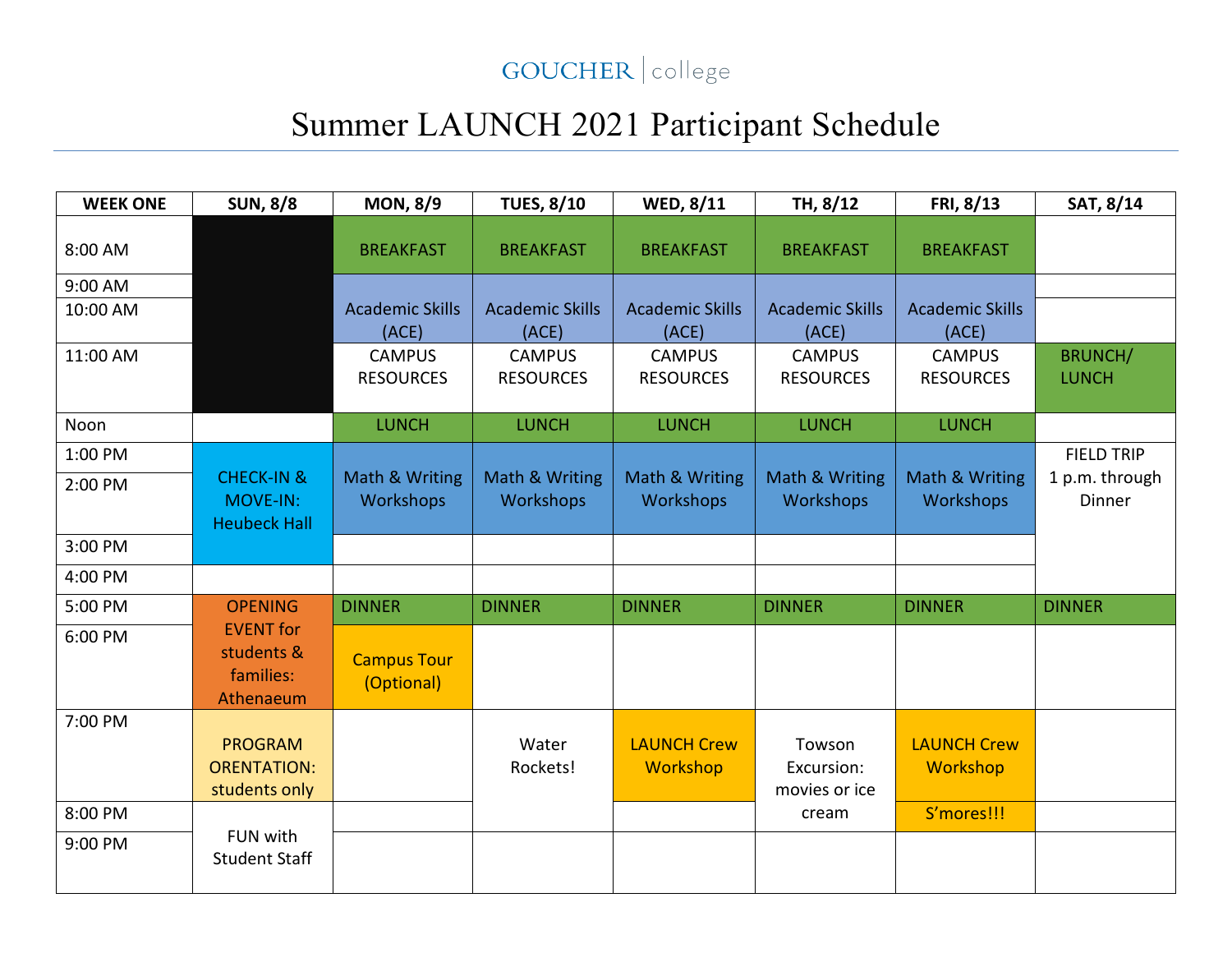GOUCHER | college

# Summer LAUNCH 2021 Participant Schedule

| WEEK ONE | SUN, 8/8 | MON, 8/9 | TUES, 8/10 | WED, 8/11 | TH, 8/12 | FRI, 8/13 | SAT, 8/14 |
|---|---|---|---|---|---|---|---|
| 8:00 AM | | BREAKFAST | BREAKFAST | BREAKFAST | BREAKFAST | BREAKFAST | |
| 9:00 AM | | Academic Skills (ACE) | Academic Skills (ACE) | Academic Skills (ACE) | Academic Skills (ACE) | Academic Skills (ACE) | |
| 10:00 AM | | | | | | | |
| 11:00 AM | | CAMPUS RESOURCES | CAMPUS RESOURCES | CAMPUS RESOURCES | CAMPUS RESOURCES | CAMPUS RESOURCES | BRUNCH/ LUNCH |
| Noon | | LUNCH | LUNCH | LUNCH | LUNCH | LUNCH | |
| 1:00 PM | CHECK-IN & MOVE-IN: Heubeck Hall | Math & Writing Workshops | Math & Writing Workshops | Math & Writing Workshops | Math & Writing Workshops | Math & Writing Workshops | FIELD TRIP 1 p.m. through Dinner |
| 2:00 PM | | | | | | | |
| 3:00 PM | | | | | | | |
| 4:00 PM | | | | | | | |
| 5:00 PM | OPENING EVENT for students & families: Athenaeum | DINNER | DINNER | DINNER | DINNER | DINNER | DINNER |
| 6:00 PM | | Campus Tour (Optional) | | | | | |
| 7:00 PM | PROGRAM ORENTATION: students only | | Water Rockets! | LAUNCH Crew Workshop | Towson Excursion: movies or ice cream | LAUNCH Crew Workshop | |
| 8:00 PM | FUN with Student Staff | | | | | S'mores!!! | |
| 9:00 PM | | | | | | | |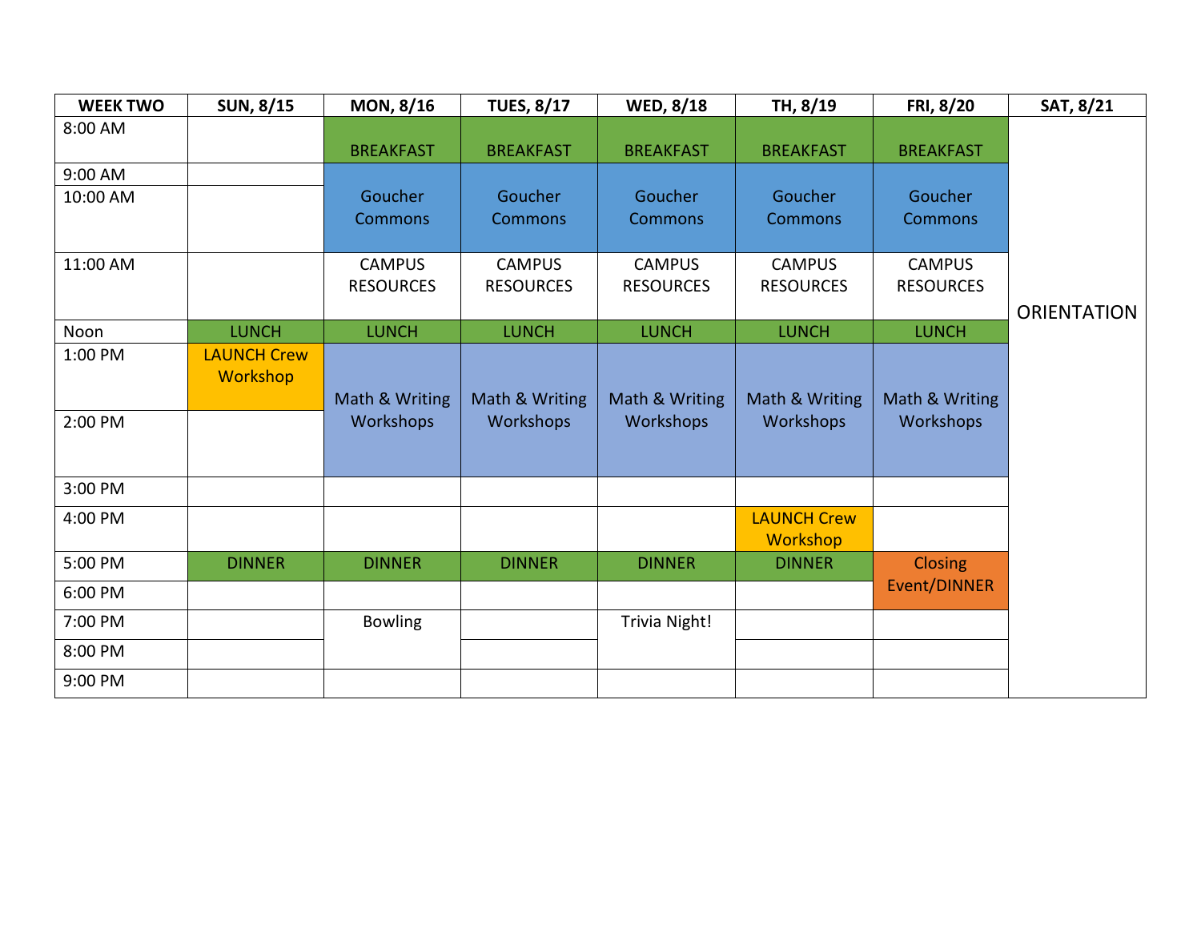| WEEK TWO | SUN, 8/15 | MON, 8/16 | TUES, 8/17 | WED, 8/18 | TH, 8/19 | FRI, 8/20 | SAT, 8/21 |
|---|---|---|---|---|---|---|---|
| 8:00 AM | | BREAKFAST | BREAKFAST | BREAKFAST | BREAKFAST | BREAKFAST | ORIENTATION |
| 9:00 AM | | Goucher Commons | Goucher Commons | Goucher Commons | Goucher Commons | Goucher Commons | |
| 10:00 AM | | | | | | | |
| 11:00 AM | | CAMPUS RESOURCES | CAMPUS RESOURCES | CAMPUS RESOURCES | CAMPUS RESOURCES | CAMPUS RESOURCES | |
| Noon | LUNCH | LUNCH | LUNCH | LUNCH | LUNCH | LUNCH | |
| 1:00 PM | LAUNCH Crew Workshop | Math & Writing Workshops | Math & Writing Workshops | Math & Writing Workshops | Math & Writing Workshops | Math & Writing Workshops | |
| 2:00 PM | | | | | | | |
| 3:00 PM | | | | | | | |
| 4:00 PM | | | | | LAUNCH Crew Workshop | | |
| 5:00 PM | DINNER | DINNER | DINNER | DINNER | DINNER | Closing Event/DINNER | |
| 6:00 PM | | | | | | | |
| 7:00 PM | | Bowling | | Trivia Night! | | | |
| 8:00 PM | | | | | | | |
| 9:00 PM | | | | | | | |